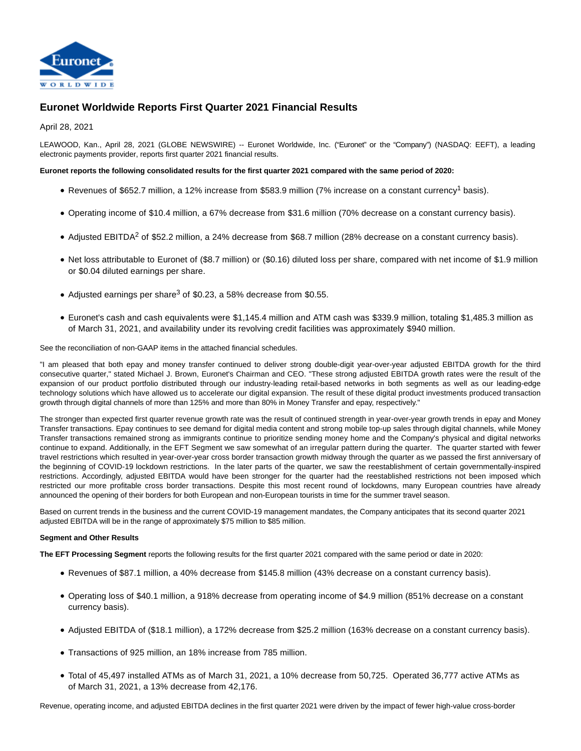# Euronet Worldwide Reports First Quarter 2021 Financial Results

April 28, 2021

LEAWOOD, Kan., April 28, 2021 (GLOBE NEWSWIRE) -- Euronet Worldwide, Inc. ("Euronet" or the "Company") (NASDAQ: EEFT), a leading electronic payments provider, reports first quarter 2021 financial results.

**Euronet reports the following consolidated results for the first quarter 2021 compared with the same period of 2020:**

- Revenues of $652.7 million, a 12% increase from $583.9 million (7% increase on a constant currency[1] basis).
- Operating income of $10.4 million, a 67% decrease from $31.6 million (70% decrease on a constant currency basis).
- Adjusted EBITDA[2] of $52.2 million, a 24% decrease from $68.7 million (28% decrease on a constant currency basis).
- Net loss attributable to Euronet of ($8.7 million) or ($0.16) diluted loss per share, compared with net income of $1.9 million or $0.04 diluted earnings per share.
- Adjusted earnings per share[3] of $0.23, a 58% decrease from $0.55.
- Euronet's cash and cash equivalents were $1,145.4 million and ATM cash was $339.9 million, totaling $1,485.3 million as of March 31, 2021, and availability under its revolving credit facilities was approximately $940 million.

See the reconciliation of non-GAAP items in the attached financial schedules.

"I am pleased that both epay and money transfer continued to deliver strong double-digit year-over-year adjusted EBITDA growth for the third consecutive quarter," stated Michael J. Brown, Euronet's Chairman and CEO. "These strong adjusted EBITDA growth rates were the result of the expansion of our product portfolio distributed through our industry-leading retail-based networks in both segments as well as our leading-edge technology solutions which have allowed us to accelerate our digital expansion. The result of these digital product investments produced transaction growth through digital channels of more than 125% and more than 80% in Money Transfer and epay, respectively."

The stronger than expected first quarter revenue growth rate was the result of continued strength in year-over-year growth trends in epay and Money Transfer transactions. Epay continues to see demand for digital media content and strong mobile top-up sales through digital channels, while Money Transfer transactions remained strong as immigrants continue to prioritize sending money home and the Company's physical and digital networks continue to expand. Additionally, in the EFT Segment we saw somewhat of an irregular pattern during the quarter. The quarter started with fewer travel restrictions which resulted in year-over-year cross border transaction growth midway through the quarter as we passed the first anniversary of the beginning of COVID-19 lockdown restrictions. In the later parts of the quarter, we saw the reestablishment of certain governmentally-inspired restrictions. Accordingly, adjusted EBITDA would have been stronger for the quarter had the reestablished restrictions not been imposed which restricted our more profitable cross border transactions. Despite this most recent round of lockdowns, many European countries have already announced the opening of their borders for both European and non-European tourists in time for the summer travel season.

Based on current trends in the business and the current COVID-19 management mandates, the Company anticipates that its second quarter 2021 adjusted EBITDA will be in the range of approximately $75 million to $85 million.

**Segment and Other Results**

**The EFT Processing Segment** reports the following results for the first quarter 2021 compared with the same period or date in 2020:

- Revenues of $87.1 million, a 40% decrease from $145.8 million (43% decrease on a constant currency basis).
- Operating loss of $40.1 million, a 918% decrease from operating income of $4.9 million (851% decrease on a constant currency basis).
- Adjusted EBITDA of ($18.1 million), a 172% decrease from $25.2 million (163% decrease on a constant currency basis).
- Transactions of 925 million, an 18% increase from 785 million.
- Total of 45,497 installed ATMs as of March 31, 2021, a 10% decrease from 50,725. Operated 36,777 active ATMs as of March 31, 2021, a 13% decrease from 42,176.

Revenue, operating income, and adjusted EBITDA declines in the first quarter 2021 were driven by the impact of fewer high-value cross-border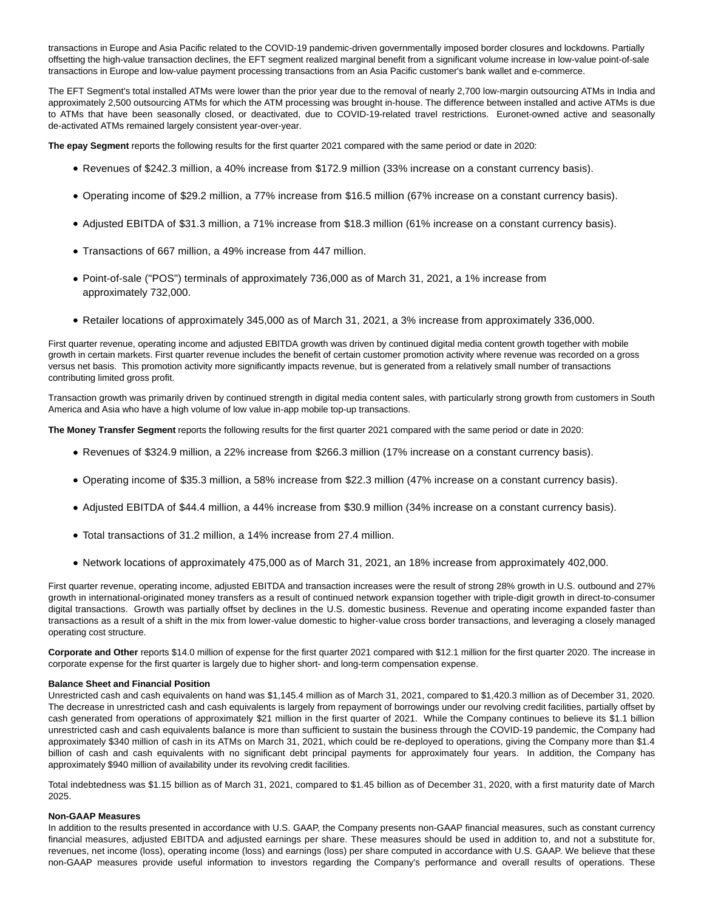transactions in Europe and Asia Pacific related to the COVID-19 pandemic-driven governmentally imposed border closures and lockdowns. Partially offsetting the high-value transaction declines, the EFT segment realized marginal benefit from a significant volume increase in low-value point-of-sale transactions in Europe and low-value payment processing transactions from an Asia Pacific customer's bank wallet and e-commerce.

The EFT Segment's total installed ATMs were lower than the prior year due to the removal of nearly 2,700 low-margin outsourcing ATMs in India and approximately 2,500 outsourcing ATMs for which the ATM processing was brought in-house. The difference between installed and active ATMs is due to ATMs that have been seasonally closed, or deactivated, due to COVID-19-related travel restrictions. Euronet-owned active and seasonally de-activated ATMs remained largely consistent year-over-year.

**The epay Segment** reports the following results for the first quarter 2021 compared with the same period or date in 2020:

- Revenues of $242.3 million, a 40% increase from $172.9 million (33% increase on a constant currency basis).
- Operating income of $29.2 million, a 77% increase from $16.5 million (67% increase on a constant currency basis).
- Adjusted EBITDA of $31.3 million, a 71% increase from $18.3 million (61% increase on a constant currency basis).
- Transactions of 667 million, a 49% increase from 447 million.
- Point-of-sale ("POS") terminals of approximately 736,000 as of March 31, 2021, a 1% increase from approximately 732,000.
- Retailer locations of approximately 345,000 as of March 31, 2021, a 3% increase from approximately 336,000.

First quarter revenue, operating income and adjusted EBITDA growth was driven by continued digital media content growth together with mobile growth in certain markets. First quarter revenue includes the benefit of certain customer promotion activity where revenue was recorded on a gross versus net basis. This promotion activity more significantly impacts revenue, but is generated from a relatively small number of transactions contributing limited gross profit.

Transaction growth was primarily driven by continued strength in digital media content sales, with particularly strong growth from customers in South America and Asia who have a high volume of low value in-app mobile top-up transactions.

**The Money Transfer Segment** reports the following results for the first quarter 2021 compared with the same period or date in 2020:

- Revenues of $324.9 million, a 22% increase from $266.3 million (17% increase on a constant currency basis).
- Operating income of $35.3 million, a 58% increase from $22.3 million (47% increase on a constant currency basis).
- Adjusted EBITDA of $44.4 million, a 44% increase from $30.9 million (34% increase on a constant currency basis).
- Total transactions of 31.2 million, a 14% increase from 27.4 million.
- Network locations of approximately 475,000 as of March 31, 2021, an 18% increase from approximately 402,000.

First quarter revenue, operating income, adjusted EBITDA and transaction increases were the result of strong 28% growth in U.S. outbound and 27% growth in international-originated money transfers as a result of continued network expansion together with triple-digit growth in direct-to-consumer digital transactions. Growth was partially offset by declines in the U.S. domestic business. Revenue and operating income expanded faster than transactions as a result of a shift in the mix from lower-value domestic to higher-value cross border transactions, and leveraging a closely managed operating cost structure.

**Corporate and Other** reports $14.0 million of expense for the first quarter 2021 compared with $12.1 million for the first quarter 2020. The increase in corporate expense for the first quarter is largely due to higher short- and long-term compensation expense.

**Balance Sheet and Financial Position**

Unrestricted cash and cash equivalents on hand was $1,145.4 million as of March 31, 2021, compared to $1,420.3 million as of December 31, 2020. The decrease in unrestricted cash and cash equivalents is largely from repayment of borrowings under our revolving credit facilities, partially offset by cash generated from operations of approximately $21 million in the first quarter of 2021. While the Company continues to believe its $1.1 billion unrestricted cash and cash equivalents balance is more than sufficient to sustain the business through the COVID-19 pandemic, the Company had approximately $340 million of cash in its ATMs on March 31, 2021, which could be re-deployed to operations, giving the Company more than $1.4 billion of cash and cash equivalents with no significant debt principal payments for approximately four years. In addition, the Company has approximately $940 million of availability under its revolving credit facilities.

Total indebtedness was $1.15 billion as of March 31, 2021, compared to $1.45 billion as of December 31, 2020, with a first maturity date of March 2025.

**Non-GAAP Measures**

In addition to the results presented in accordance with U.S. GAAP, the Company presents non-GAAP financial measures, such as constant currency financial measures, adjusted EBITDA and adjusted earnings per share. These measures should be used in addition to, and not a substitute for, revenues, net income (loss), operating income (loss) and earnings (loss) per share computed in accordance with U.S. GAAP. We believe that these non-GAAP measures provide useful information to investors regarding the Company's performance and overall results of operations. These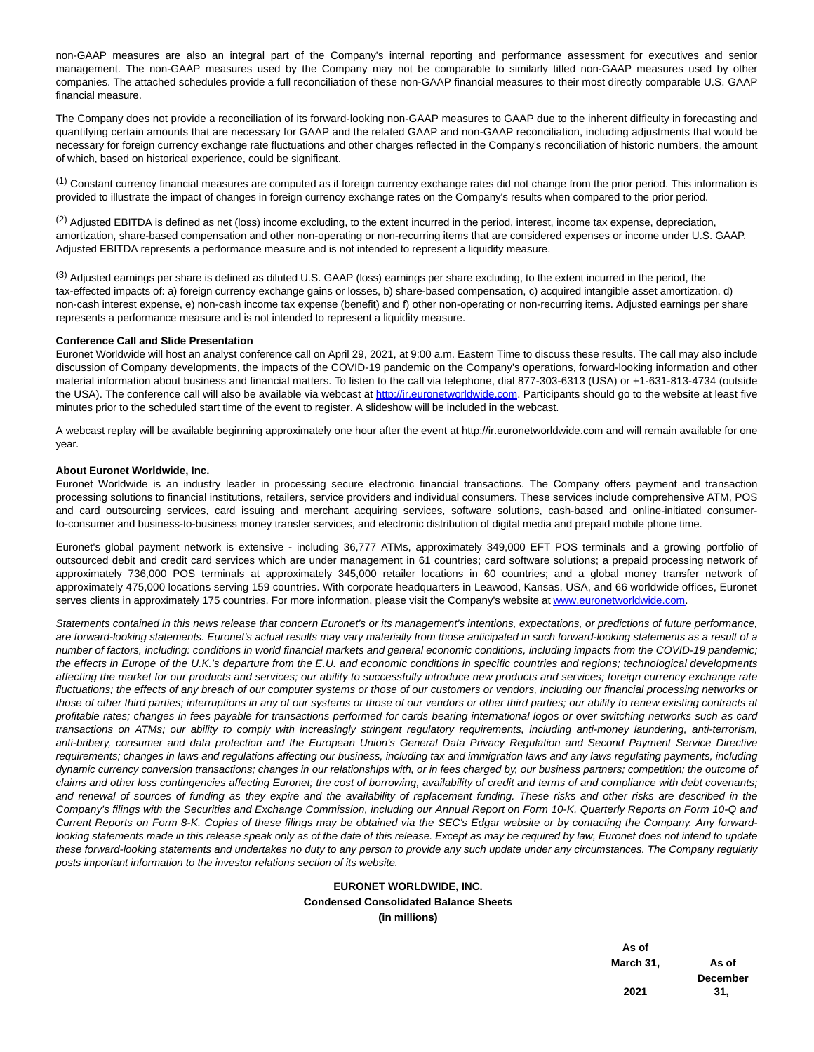non-GAAP measures are also an integral part of the Company's internal reporting and performance assessment for executives and senior management. The non-GAAP measures used by the Company may not be comparable to similarly titled non-GAAP measures used by other companies. The attached schedules provide a full reconciliation of these non-GAAP financial measures to their most directly comparable U.S. GAAP financial measure.

The Company does not provide a reconciliation of its forward-looking non-GAAP measures to GAAP due to the inherent difficulty in forecasting and quantifying certain amounts that are necessary for GAAP and the related GAAP and non-GAAP reconciliation, including adjustments that would be necessary for foreign currency exchange rate fluctuations and other charges reflected in the Company's reconciliation of historic numbers, the amount of which, based on historical experience, could be significant.

(1) Constant currency financial measures are computed as if foreign currency exchange rates did not change from the prior period. This information is provided to illustrate the impact of changes in foreign currency exchange rates on the Company's results when compared to the prior period.

(2) Adjusted EBITDA is defined as net (loss) income excluding, to the extent incurred in the period, interest, income tax expense, depreciation, amortization, share-based compensation and other non-operating or non-recurring items that are considered expenses or income under U.S. GAAP. Adjusted EBITDA represents a performance measure and is not intended to represent a liquidity measure.

(3) Adjusted earnings per share is defined as diluted U.S. GAAP (loss) earnings per share excluding, to the extent incurred in the period, the tax-effected impacts of: a) foreign currency exchange gains or losses, b) share-based compensation, c) acquired intangible asset amortization, d) non-cash interest expense, e) non-cash income tax expense (benefit) and f) other non-operating or non-recurring items. Adjusted earnings per share represents a performance measure and is not intended to represent a liquidity measure.

**Conference Call and Slide Presentation**
Euronet Worldwide will host an analyst conference call on April 29, 2021, at 9:00 a.m. Eastern Time to discuss these results. The call may also include discussion of Company developments, the impacts of the COVID-19 pandemic on the Company's operations, forward-looking information and other material information about business and financial matters. To listen to the call via telephone, dial 877-303-6313 (USA) or +1-631-813-4734 (outside the USA). The conference call will also be available via webcast at http://ir.euronetworldwide.com. Participants should go to the website at least five minutes prior to the scheduled start time of the event to register. A slideshow will be included in the webcast.

A webcast replay will be available beginning approximately one hour after the event at http://ir.euronetworldwide.com and will remain available for one year.

**About Euronet Worldwide, Inc.**
Euronet Worldwide is an industry leader in processing secure electronic financial transactions. The Company offers payment and transaction processing solutions to financial institutions, retailers, service providers and individual consumers. These services include comprehensive ATM, POS and card outsourcing services, card issuing and merchant acquiring services, software solutions, cash-based and online-initiated consumer-to-consumer and business-to-business money transfer services, and electronic distribution of digital media and prepaid mobile phone time.

Euronet's global payment network is extensive - including 36,777 ATMs, approximately 349,000 EFT POS terminals and a growing portfolio of outsourced debit and credit card services which are under management in 61 countries; card software solutions; a prepaid processing network of approximately 736,000 POS terminals at approximately 345,000 retailer locations in 60 countries; and a global money transfer network of approximately 475,000 locations serving 159 countries. With corporate headquarters in Leawood, Kansas, USA, and 66 worldwide offices, Euronet serves clients in approximately 175 countries. For more information, please visit the Company's website at www.euronetworldwide.com.

*Statements contained in this news release that concern Euronet's or its management's intentions, expectations, or predictions of future performance, are forward-looking statements. Euronet's actual results may vary materially from those anticipated in such forward-looking statements as a result of a number of factors, including: conditions in world financial markets and general economic conditions, including impacts from the COVID-19 pandemic; the effects in Europe of the U.K.'s departure from the E.U. and economic conditions in specific countries and regions; technological developments affecting the market for our products and services; our ability to successfully introduce new products and services; foreign currency exchange rate fluctuations; the effects of any breach of our computer systems or those of our customers or vendors, including our financial processing networks or those of other third parties; interruptions in any of our systems or those of our vendors or other third parties; our ability to renew existing contracts at profitable rates; changes in fees payable for transactions performed for cards bearing international logos or over switching networks such as card transactions on ATMs; our ability to comply with increasingly stringent regulatory requirements, including anti-money laundering, anti-terrorism, anti-bribery, consumer and data protection and the European Union's General Data Privacy Regulation and Second Payment Service Directive requirements; changes in laws and regulations affecting our business, including tax and immigration laws and any laws regulating payments, including dynamic currency conversion transactions; changes in our relationships with, or in fees charged by, our business partners; competition; the outcome of claims and other loss contingencies affecting Euronet; the cost of borrowing, availability of credit and terms of and compliance with debt covenants; and renewal of sources of funding as they expire and the availability of replacement funding. These risks and other risks are described in the Company's filings with the Securities and Exchange Commission, including our Annual Report on Form 10-K, Quarterly Reports on Form 10-Q and Current Reports on Form 8-K. Copies of these filings may be obtained via the SEC's Edgar website or by contacting the Company. Any forward-looking statements made in this release speak only as of the date of this release. Except as may be required by law, Euronet does not intend to update these forward-looking statements and undertakes no duty to any person to provide any such update under any circumstances. The Company regularly posts important information to the investor relations section of its website.*

**EURONET WORLDWIDE, INC.**
**Condensed Consolidated Balance Sheets**
**(in millions)**

| | As of March 31, 2021 | As of December 31, |
|---|---|---|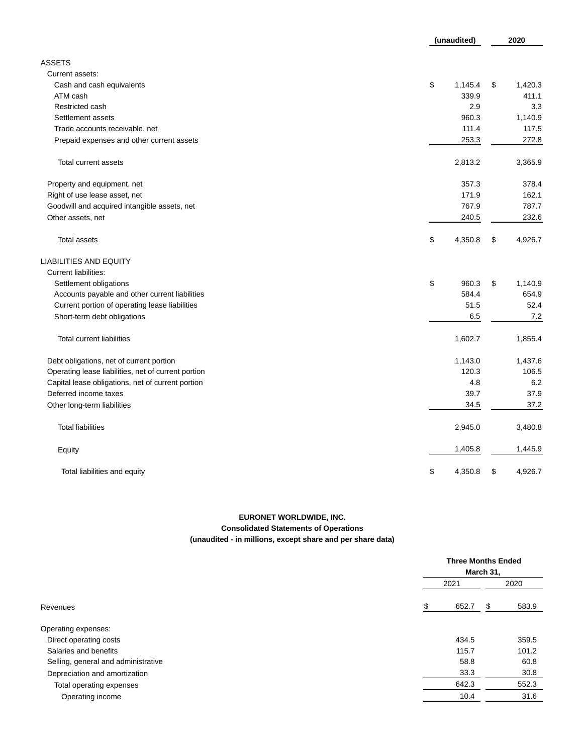| | (unaudited) | 2020 |
|---|---|---|
| ASSETS | | |
| Current assets: | | |
| Cash and cash equivalents | $ 1,145.4 | $ 1,420.3 |
| ATM cash | 339.9 | 411.1 |
| Restricted cash | 2.9 | 3.3 |
| Settlement assets | 960.3 | 1,140.9 |
| Trade accounts receivable, net | 111.4 | 117.5 |
| Prepaid expenses and other current assets | 253.3 | 272.8 |
| Total current assets | 2,813.2 | 3,365.9 |
| Property and equipment, net | 357.3 | 378.4 |
| Right of use lease asset, net | 171.9 | 162.1 |
| Goodwill and acquired intangible assets, net | 767.9 | 787.7 |
| Other assets, net | 240.5 | 232.6 |
| Total assets | $ 4,350.8 | $ 4,926.7 |
| LIABILITIES AND EQUITY | | |
| Current liabilities: | | |
| Settlement obligations | $ 960.3 | $ 1,140.9 |
| Accounts payable and other current liabilities | 584.4 | 654.9 |
| Current portion of operating lease liabilities | 51.5 | 52.4 |
| Short-term debt obligations | 6.5 | 7.2 |
| Total current liabilities | 1,602.7 | 1,855.4 |
| Debt obligations, net of current portion | 1,143.0 | 1,437.6 |
| Operating lease liabilities, net of current portion | 120.3 | 106.5 |
| Capital lease obligations, net of current portion | 4.8 | 6.2 |
| Deferred income taxes | 39.7 | 37.9 |
| Other long-term liabilities | 34.5 | 37.2 |
| Total liabilities | 2,945.0 | 3,480.8 |
| Equity | 1,405.8 | 1,445.9 |
| Total liabilities and equity | $ 4,350.8 | $ 4,926.7 |

**EURONET WORLDWIDE, INC.**
**Consolidated Statements of Operations**
**(unaudited - in millions, except share and per share data)**

| | Three Months Ended March 31, | |
|---|---|---|
| | 2021 | 2020 |
| Revenues | $ 652.7 | $ 583.9 |
| Operating expenses: | | |
| Direct operating costs | 434.5 | 359.5 |
| Salaries and benefits | 115.7 | 101.2 |
| Selling, general and administrative | 58.8 | 60.8 |
| Depreciation and amortization | 33.3 | 30.8 |
| Total operating expenses | 642.3 | 552.3 |
| Operating income | 10.4 | 31.6 |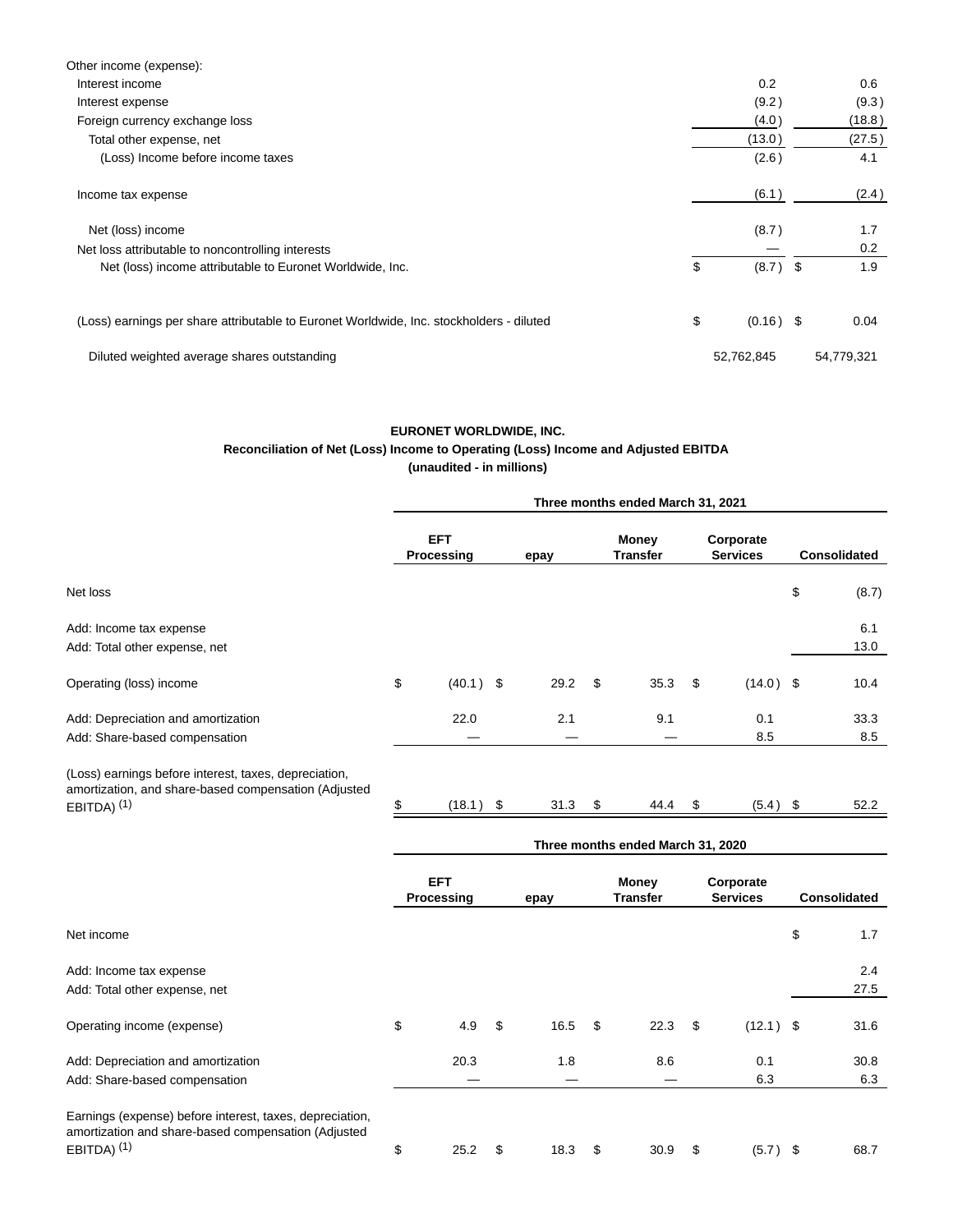| | | |
|---|---|---|
| Other income (expense): | | |
| Interest income | 0.2 | 0.6 |
| Interest expense | (9.2) | (9.3) |
| Foreign currency exchange loss | (4.0) | (18.8) |
| Total other expense, net | (13.0) | (27.5) |
| (Loss) Income before income taxes | (2.6) | 4.1 |
| Income tax expense | (6.1) | (2.4) |
| Net (loss) income | (8.7) | 1.7 |
| Net loss attributable to noncontrolling interests | — | 0.2 |
| Net (loss) income attributable to Euronet Worldwide, Inc. | $ (8.7) | $ 1.9 |
| (Loss) earnings per share attributable to Euronet Worldwide, Inc. stockholders - diluted | $ (0.16) | $ 0.04 |
| Diluted weighted average shares outstanding | 52,762,845 | 54,779,321 |

**EURONET WORLDWIDE, INC.**
**Reconciliation of Net (Loss) Income to Operating (Loss) Income and Adjusted EBITDA**
**(unaudited - in millions)**

| | Three months ended March 31, 2021 | | | | |
|---|---|---|---|---|---|
| | **EFT Processing** | **epay** | **Money Transfer** | **Corporate Services** | **Consolidated** |
| Net loss | | | | | $ (8.7) |
| Add: Income tax expense | | | | | 6.1 |
| Add: Total other expense, net | | | | | 13.0 |
| Operating (loss) income | $ (40.1) | $ 29.2 | $ 35.3 | $ (14.0) | $ 10.4 |
| Add: Depreciation and amortization | 22.0 | 2.1 | 9.1 | 0.1 | 33.3 |
| Add: Share-based compensation | — | — | — | 8.5 | 8.5 |
| (Loss) earnings before interest, taxes, depreciation, amortization, and share-based compensation (Adjusted EBITDA) (1) | $ (18.1) | $ 31.3 | $ 44.4 | $ (5.4) | $ 52.2 |

| | Three months ended March 31, 2020 | | | | |
|---|---|---|---|---|---|
| | **EFT Processing** | **epay** | **Money Transfer** | **Corporate Services** | **Consolidated** |
| Net income | | | | | $ 1.7 |
| Add: Income tax expense | | | | | 2.4 |
| Add: Total other expense, net | | | | | 27.5 |
| Operating income (expense) | $ 4.9 | $ 16.5 | $ 22.3 | $ (12.1) | $ 31.6 |
| Add: Depreciation and amortization | 20.3 | 1.8 | 8.6 | 0.1 | 30.8 |
| Add: Share-based compensation | — | — | — | 6.3 | 6.3 |
| Earnings (expense) before interest, taxes, depreciation, amortization and share-based compensation (Adjusted EBITDA) (1) | $ 25.2 | $ 18.3 | $ 30.9 | $ (5.7) | $ 68.7 |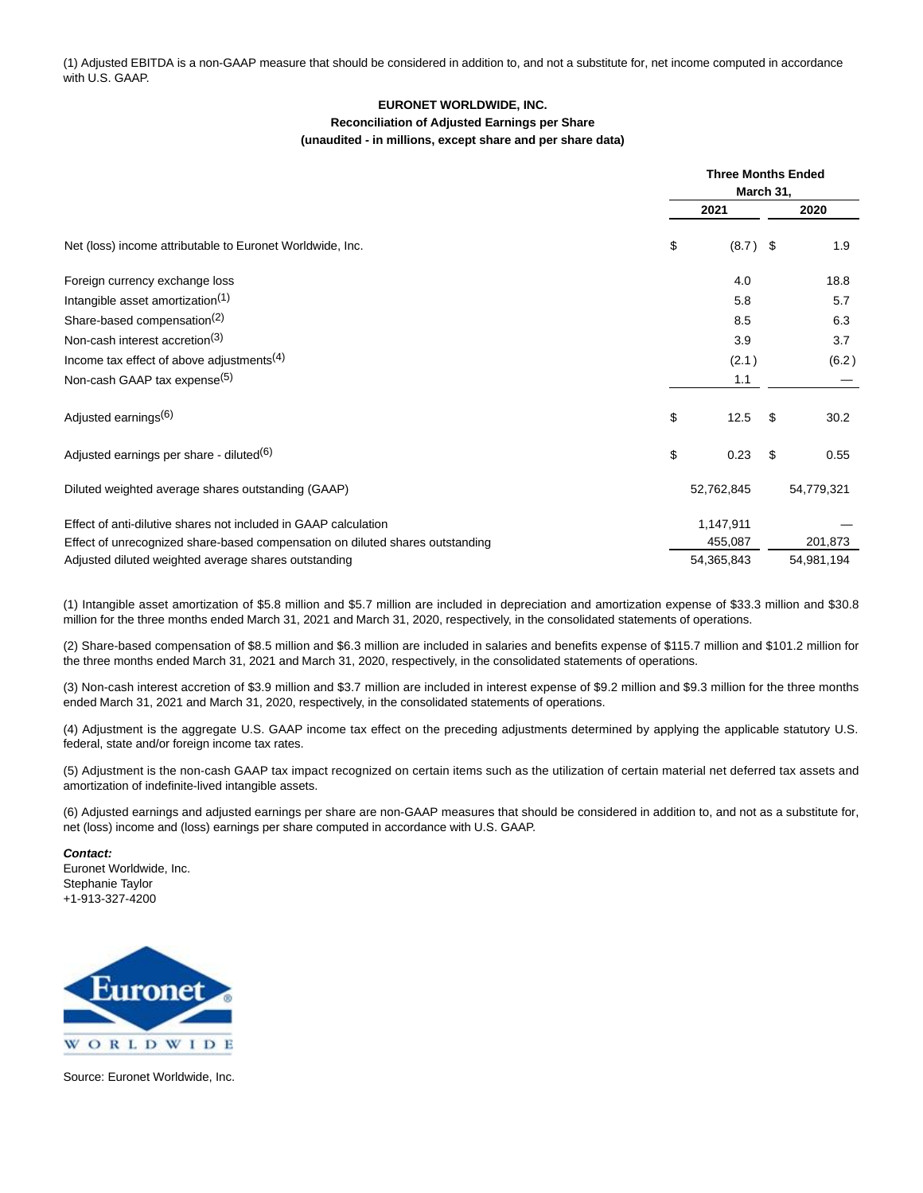(1) Adjusted EBITDA is a non-GAAP measure that should be considered in addition to, and not a substitute for, net income computed in accordance with U.S. GAAP.

**EURONET WORLDWIDE, INC.**
**Reconciliation of Adjusted Earnings per Share**
**(unaudited - in millions, except share and per share data)**

| | Three Months Ended March 31, 2021 | Three Months Ended March 31, 2020 |
|---|---|---|
| Net (loss) income attributable to Euronet Worldwide, Inc. | $ (8.7) | $ 1.9 |
| Foreign currency exchange loss | 4.0 | 18.8 |
| Intangible asset amortization(1) | 5.8 | 5.7 |
| Share-based compensation(2) | 8.5 | 6.3 |
| Non-cash interest accretion(3) | 3.9 | 3.7 |
| Income tax effect of above adjustments(4) | (2.1) | (6.2) |
| Non-cash GAAP tax expense(5) | 1.1 | — |
| Adjusted earnings(6) | $ 12.5 | $ 30.2 |
| Adjusted earnings per share - diluted(6) | $ 0.23 | $ 0.55 |
| Diluted weighted average shares outstanding (GAAP) | 52,762,845 | 54,779,321 |
| Effect of anti-dilutive shares not included in GAAP calculation | 1,147,911 | — |
| Effect of unrecognized share-based compensation on diluted shares outstanding | 455,087 | 201,873 |
| Adjusted diluted weighted average shares outstanding | 54,365,843 | 54,981,194 |

(1) Intangible asset amortization of $5.8 million and $5.7 million are included in depreciation and amortization expense of $33.3 million and $30.8 million for the three months ended March 31, 2021 and March 31, 2020, respectively, in the consolidated statements of operations.

(2) Share-based compensation of $8.5 million and $6.3 million are included in salaries and benefits expense of $115.7 million and $101.2 million for the three months ended March 31, 2021 and March 31, 2020, respectively, in the consolidated statements of operations.

(3) Non-cash interest accretion of $3.9 million and $3.7 million are included in interest expense of $9.2 million and $9.3 million for the three months ended March 31, 2021 and March 31, 2020, respectively, in the consolidated statements of operations.

(4) Adjustment is the aggregate U.S. GAAP income tax effect on the preceding adjustments determined by applying the applicable statutory U.S. federal, state and/or foreign income tax rates.

(5) Adjustment is the non-cash GAAP tax impact recognized on certain items such as the utilization of certain material net deferred tax assets and amortization of indefinite-lived intangible assets.

(6) Adjusted earnings and adjusted earnings per share are non-GAAP measures that should be considered in addition to, and not as a substitute for, net (loss) income and (loss) earnings per share computed in accordance with U.S. GAAP.

***Contact:***
Euronet Worldwide, Inc.
Stephanie Taylor
+1-913-327-4200

Euronet WORLDWIDE

Source: Euronet Worldwide, Inc.